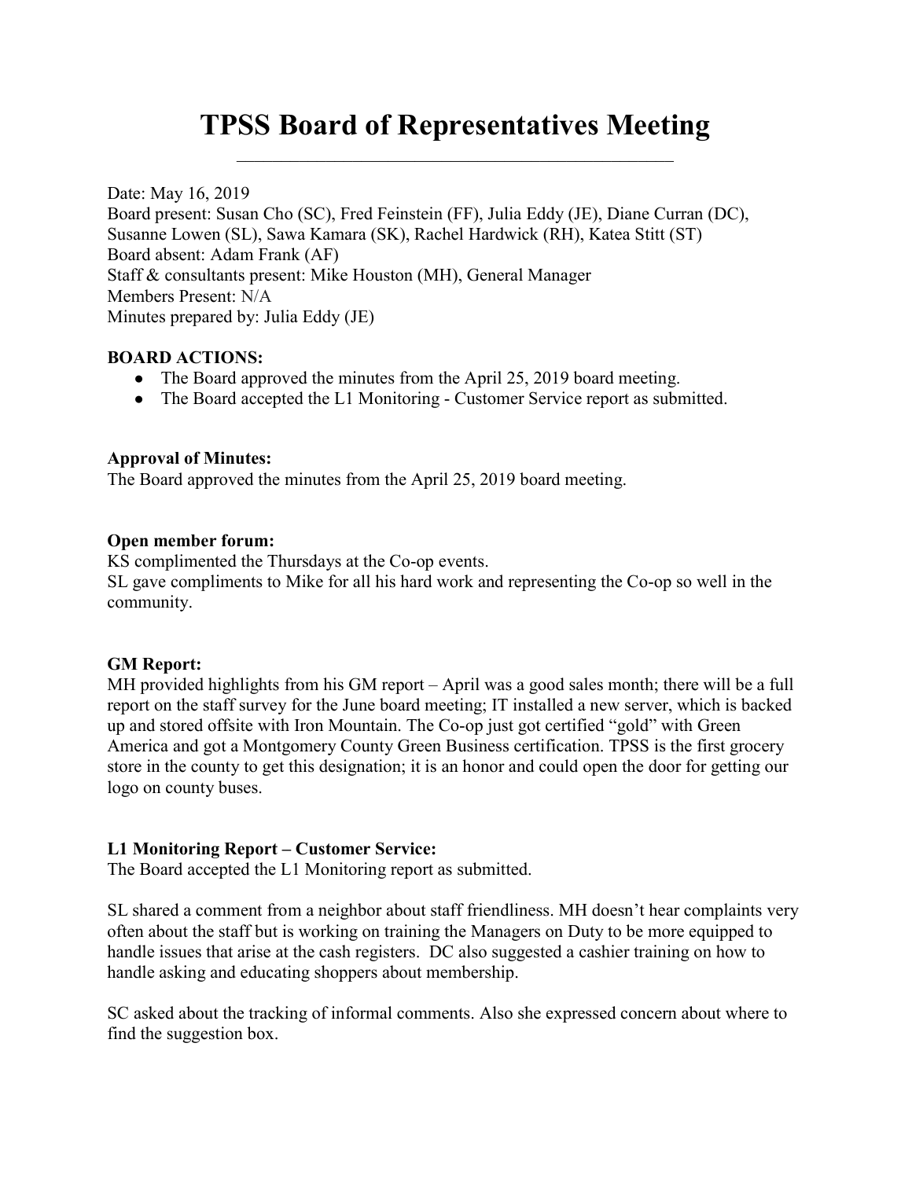# TPSS Board of Representatives Meeting

Date: May 16, 2019
Board present: Susan Cho (SC), Fred Feinstein (FF), Julia Eddy (JE), Diane Curran (DC), Susanne Lowen (SL), Sawa Kamara (SK), Rachel Hardwick (RH), Katea Stitt (ST)
Board absent: Adam Frank (AF)
Staff & consultants present: Mike Houston (MH), General Manager
Members Present: N/A
Minutes prepared by: Julia Eddy (JE)

**BOARD ACTIONS:**

- The Board approved the minutes from the April 25, 2019 board meeting.
- The Board accepted the L1 Monitoring - Customer Service report as submitted.

**Approval of Minutes:**
The Board approved the minutes from the April 25, 2019 board meeting.

**Open member forum:**
KS complimented the Thursdays at the Co-op events.
SL gave compliments to Mike for all his hard work and representing the Co-op so well in the community.

**GM Report:**
MH provided highlights from his GM report – April was a good sales month; there will be a full report on the staff survey for the June board meeting; IT installed a new server, which is backed up and stored offsite with Iron Mountain. The Co-op just got certified "gold" with Green America and got a Montgomery County Green Business certification. TPSS is the first grocery store in the county to get this designation; it is an honor and could open the door for getting our logo on county buses.

**L1 Monitoring Report – Customer Service:**
The Board accepted the L1 Monitoring report as submitted.

SL shared a comment from a neighbor about staff friendliness. MH doesn't hear complaints very often about the staff but is working on training the Managers on Duty to be more equipped to handle issues that arise at the cash registers. DC also suggested a cashier training on how to handle asking and educating shoppers about membership.

SC asked about the tracking of informal comments. Also she expressed concern about where to find the suggestion box.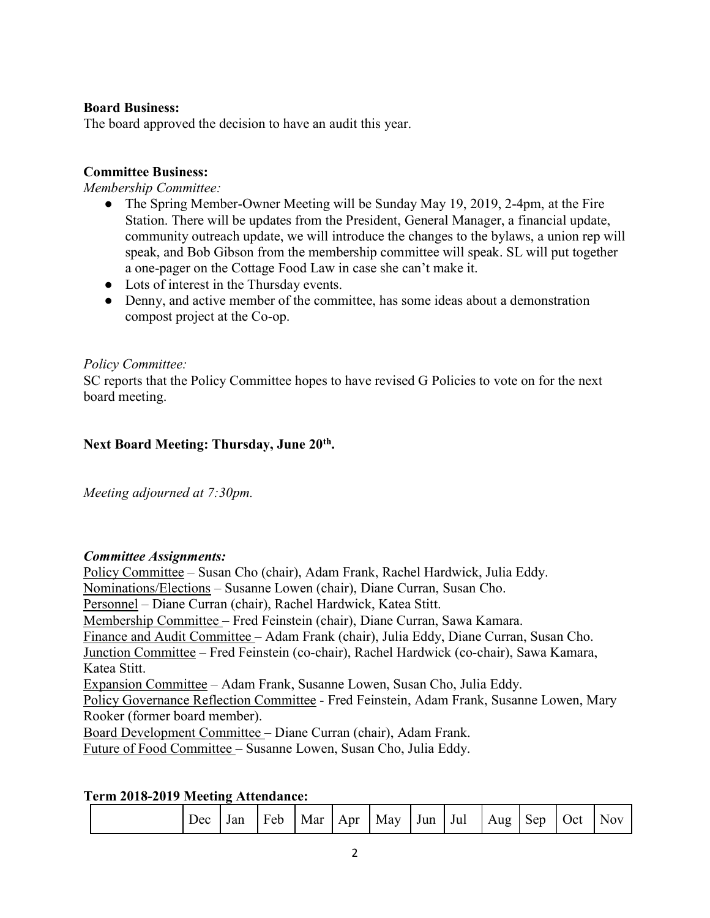**Board Business:**
The board approved the decision to have an audit this year.

**Committee Business:**
*Membership Committee:*

- The Spring Member-Owner Meeting will be Sunday May 19, 2019, 2-4pm, at the Fire Station. There will be updates from the President, General Manager, a financial update, community outreach update, we will introduce the changes to the bylaws, a union rep will speak, and Bob Gibson from the membership committee will speak. SL will put together a one-pager on the Cottage Food Law in case she can't make it.
- Lots of interest in the Thursday events.
- Denny, and active member of the committee, has some ideas about a demonstration compost project at the Co-op.

*Policy Committee:*
SC reports that the Policy Committee hopes to have revised G Policies to vote on for the next board meeting.

**Next Board Meeting: Thursday, June 20th.**

*Meeting adjourned at 7:30pm.*

***Committee Assignments:***
<u>Policy Committee</u> – Susan Cho (chair), Adam Frank, Rachel Hardwick, Julia Eddy.
<u>Nominations/Elections</u> – Susanne Lowen (chair), Diane Curran, Susan Cho.
<u>Personnel</u> – Diane Curran (chair), Rachel Hardwick, Katea Stitt.
<u>Membership Committee</u> – Fred Feinstein (chair), Diane Curran, Sawa Kamara.
<u>Finance and Audit Committee</u> – Adam Frank (chair), Julia Eddy, Diane Curran, Susan Cho.
<u>Junction Committee</u> – Fred Feinstein (co-chair), Rachel Hardwick (co-chair), Sawa Kamara, Katea Stitt.
<u>Expansion Committee</u> – Adam Frank, Susanne Lowen, Susan Cho, Julia Eddy.
<u>Policy Governance Reflection Committee</u> - Fred Feinstein, Adam Frank, Susanne Lowen, Mary Rooker (former board member).
<u>Board Development Committee</u> – Diane Curran (chair), Adam Frank.
<u>Future of Food Committee</u> – Susanne Lowen, Susan Cho, Julia Eddy.

**Term 2018-2019 Meeting Attendance:**

| | Dec | Jan | Feb | Mar | Apr | May | Jun | Jul | Aug | Sep | Oct | Nov |
|---|---|---|---|---|---|---|---|---|---|---|---|---|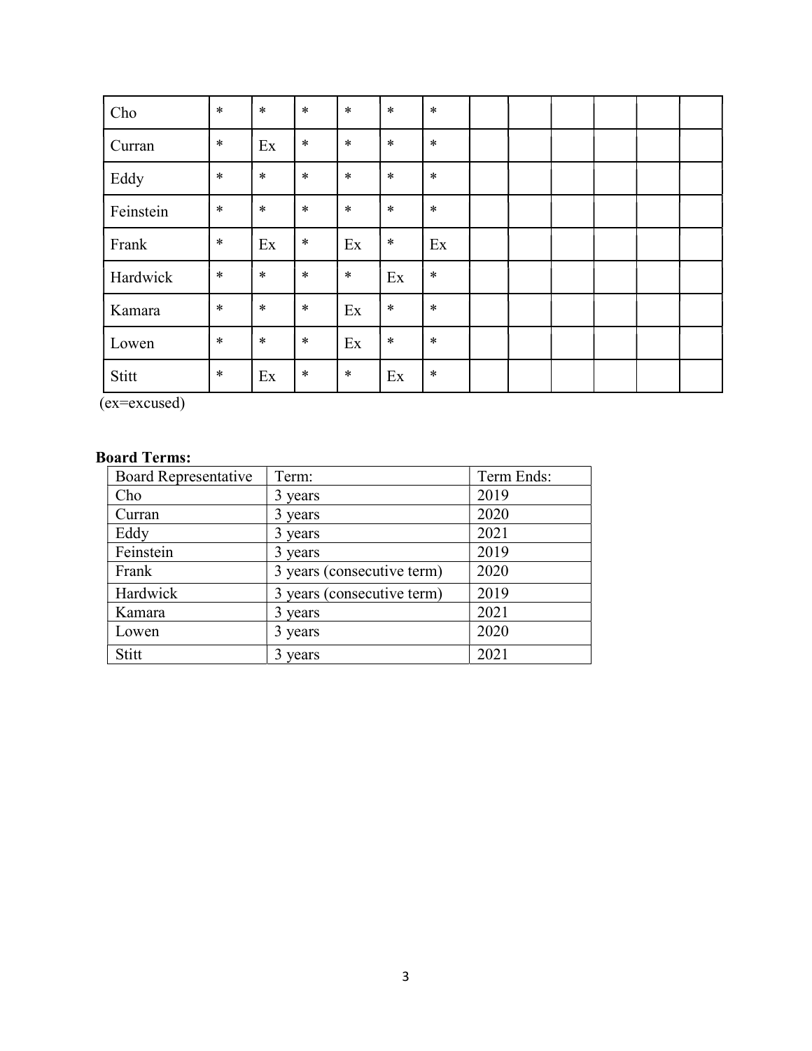| | | | | | | | | | | | | |
|---|---|---|---|---|---|---|---|---|---|---|---|---|
| Cho | * | * | * | * | * | * | | | | | | |
| Curran | * | Ex | * | * | * | * | | | | | | |
| Eddy | * | * | * | * | * | * | | | | | | |
| Feinstein | * | * | * | * | * | * | | | | | | |
| Frank | * | Ex | * | Ex | * | Ex | | | | | | |
| Hardwick | * | * | * | * | Ex | * | | | | | | |
| Kamara | * | * | * | Ex | * | * | | | | | | |
| Lowen | * | * | * | Ex | * | * | | | | | | |
| Stitt | * | Ex | * | * | Ex | * | | | | | | |

(ex=excused)

**Board Terms:**

| Board Representative | Term: | Term Ends: |
|---|---|---|
| Cho | 3 years | 2019 |
| Curran | 3 years | 2020 |
| Eddy | 3 years | 2021 |
| Feinstein | 3 years | 2019 |
| Frank | 3 years (consecutive term) | 2020 |
| Hardwick | 3 years (consecutive term) | 2019 |
| Kamara | 3 years | 2021 |
| Lowen | 3 years | 2020 |
| Stitt | 3 years | 2021 |